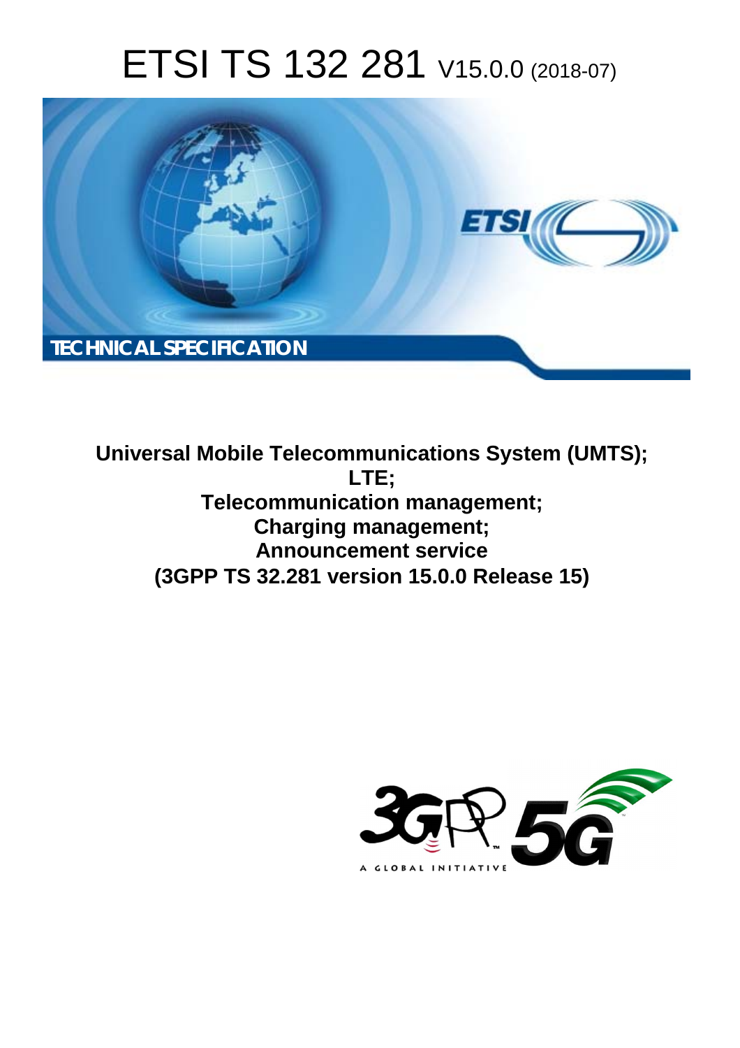# ETSI TS 132 281 V15.0.0 (2018-07)

TECHNICAL SPECIFICATION

**Universal Mobile Telecommunications System (UMTS);**
**LTE;**
**Telecommunication management;**
**Charging management;**
**Announcement service**
**(3GPP TS 32.281 version 15.0.0 Release 15)**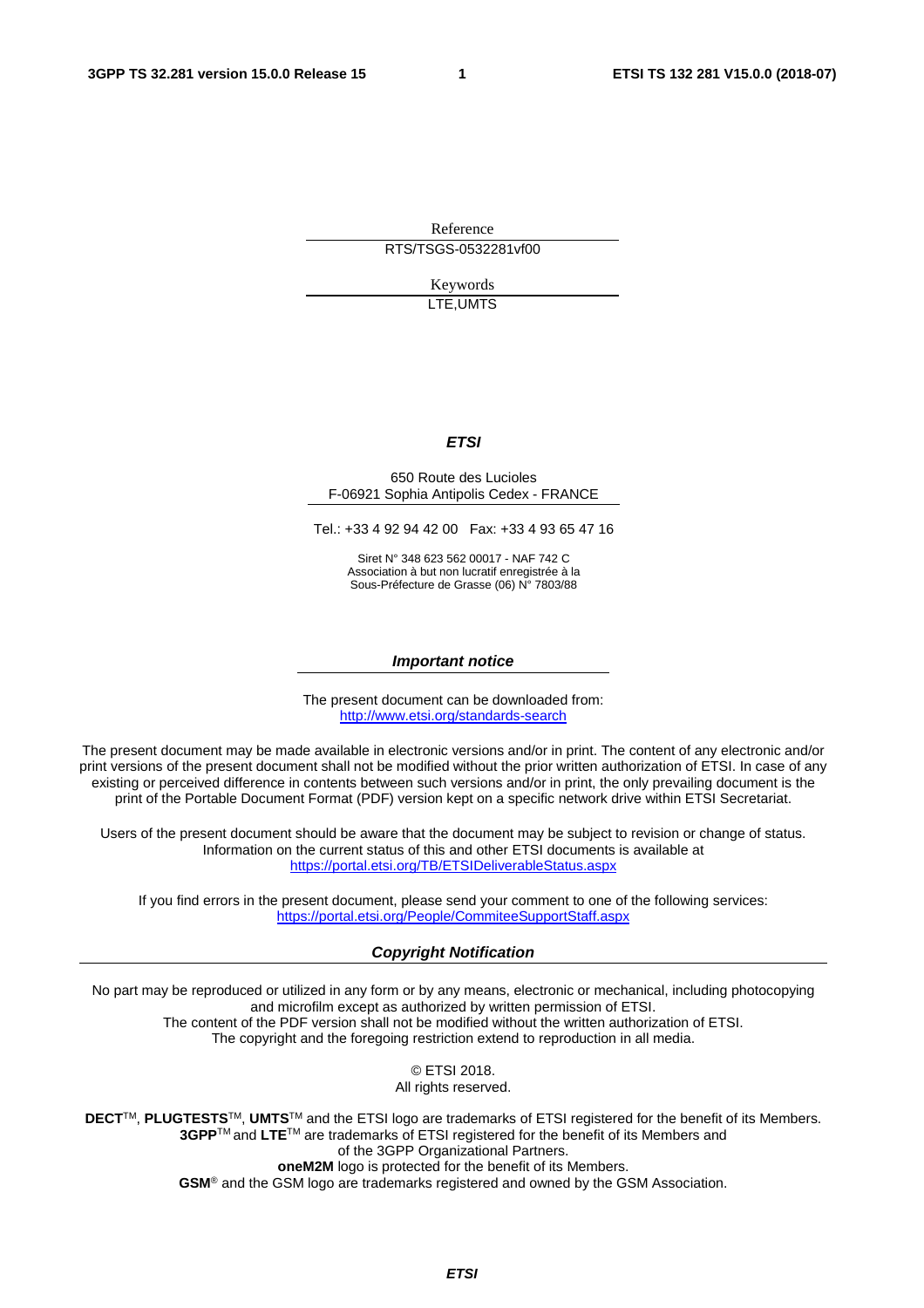Reference

RTS/TSGS-0532281vf00

Keywords

LTE,UMTS

***ETSI***

650 Route des Lucioles
F-06921 Sophia Antipolis Cedex - FRANCE

Tel.: +33 4 92 94 42 00 Fax: +33 4 93 65 47 16

Siret N° 348 623 562 00017 - NAF 742 C
Association à but non lucratif enregistrée à la
Sous-Préfecture de Grasse (06) N° 7803/88

***Important notice***

The present document can be downloaded from:
http://www.etsi.org/standards-search

The present document may be made available in electronic versions and/or in print. The content of any electronic and/or print versions of the present document shall not be modified without the prior written authorization of ETSI. In case of any existing or perceived difference in contents between such versions and/or in print, the only prevailing document is the print of the Portable Document Format (PDF) version kept on a specific network drive within ETSI Secretariat.

Users of the present document should be aware that the document may be subject to revision or change of status. Information on the current status of this and other ETSI documents is available at
https://portal.etsi.org/TB/ETSIDeliverableStatus.aspx

If you find errors in the present document, please send your comment to one of the following services:
https://portal.etsi.org/People/CommiteeSupportStaff.aspx

***Copyright Notification***

No part may be reproduced or utilized in any form or by any means, electronic or mechanical, including photocopying and microfilm except as authorized by written permission of ETSI.
The content of the PDF version shall not be modified without the written authorization of ETSI.
The copyright and the foregoing restriction extend to reproduction in all media.

© ETSI 2018.
All rights reserved.

**DECT**TM, **PLUGTESTS**TM, **UMTS**TM and the ETSI logo are trademarks of ETSI registered for the benefit of its Members.
**3GPP**TM and **LTE**TM are trademarks of ETSI registered for the benefit of its Members and of the 3GPP Organizational Partners.
**oneM2M** logo is protected for the benefit of its Members.
**GSM**® and the GSM logo are trademarks registered and owned by the GSM Association.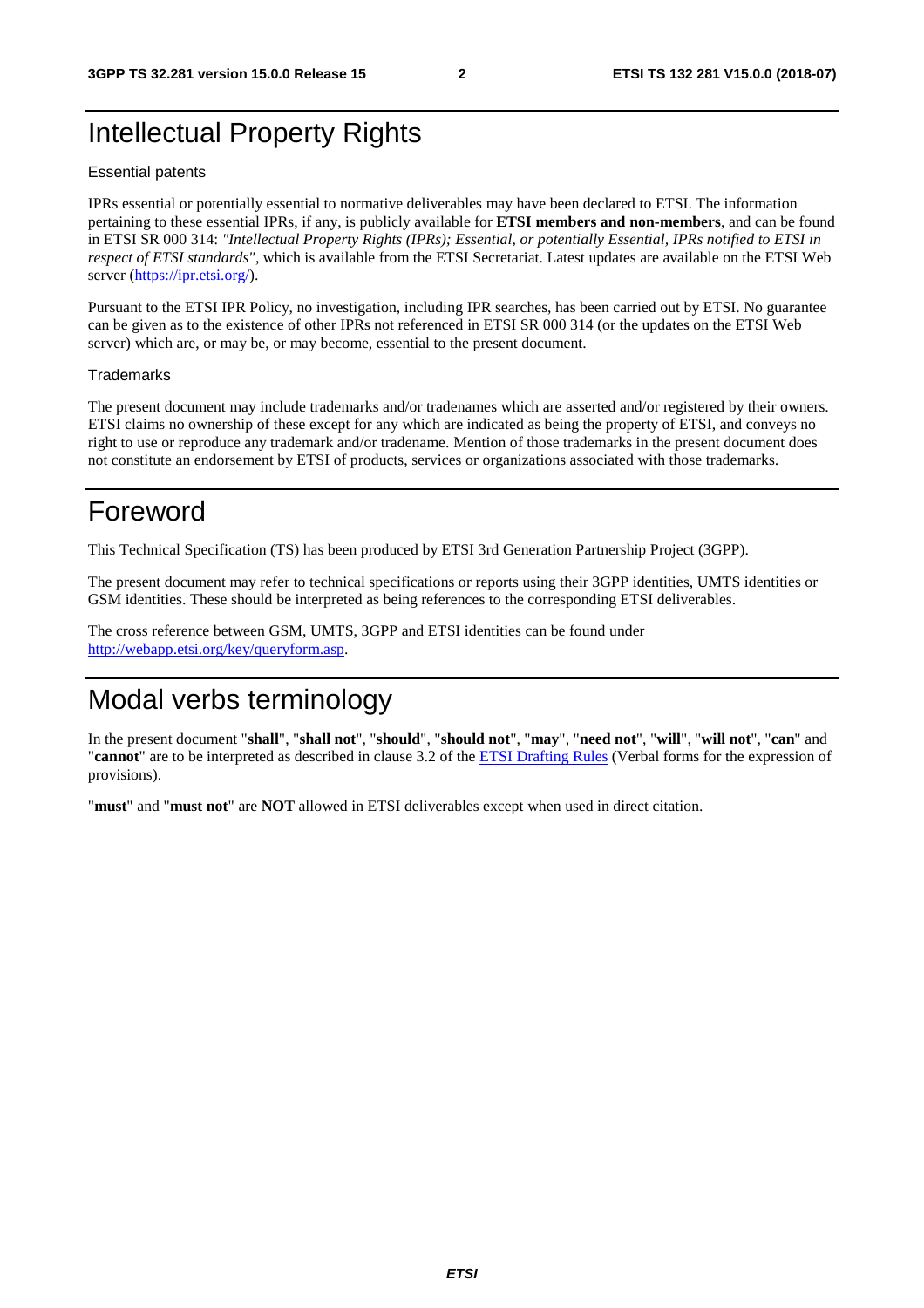# Intellectual Property Rights

Essential patents

IPRs essential or potentially essential to normative deliverables may have been declared to ETSI. The information pertaining to these essential IPRs, if any, is publicly available for **ETSI members and non-members**, and can be found in ETSI SR 000 314: *"Intellectual Property Rights (IPRs); Essential, or potentially Essential, IPRs notified to ETSI in respect of ETSI standards"*, which is available from the ETSI Secretariat. Latest updates are available on the ETSI Web server (https://ipr.etsi.org/).

Pursuant to the ETSI IPR Policy, no investigation, including IPR searches, has been carried out by ETSI. No guarantee can be given as to the existence of other IPRs not referenced in ETSI SR 000 314 (or the updates on the ETSI Web server) which are, or may be, or may become, essential to the present document.

Trademarks

The present document may include trademarks and/or tradenames which are asserted and/or registered by their owners. ETSI claims no ownership of these except for any which are indicated as being the property of ETSI, and conveys no right to use or reproduce any trademark and/or tradename. Mention of those trademarks in the present document does not constitute an endorsement by ETSI of products, services or organizations associated with those trademarks.

# Foreword

This Technical Specification (TS) has been produced by ETSI 3rd Generation Partnership Project (3GPP).

The present document may refer to technical specifications or reports using their 3GPP identities, UMTS identities or GSM identities. These should be interpreted as being references to the corresponding ETSI deliverables.

The cross reference between GSM, UMTS, 3GPP and ETSI identities can be found under http://webapp.etsi.org/key/queryform.asp.

# Modal verbs terminology

In the present document "**shall**", "**shall not**", "**should**", "**should not**", "**may**", "**need not**", "**will**", "**will not**", "**can**" and "**cannot**" are to be interpreted as described in clause 3.2 of the ETSI Drafting Rules (Verbal forms for the expression of provisions).

"**must**" and "**must not**" are **NOT** allowed in ETSI deliverables except when used in direct citation.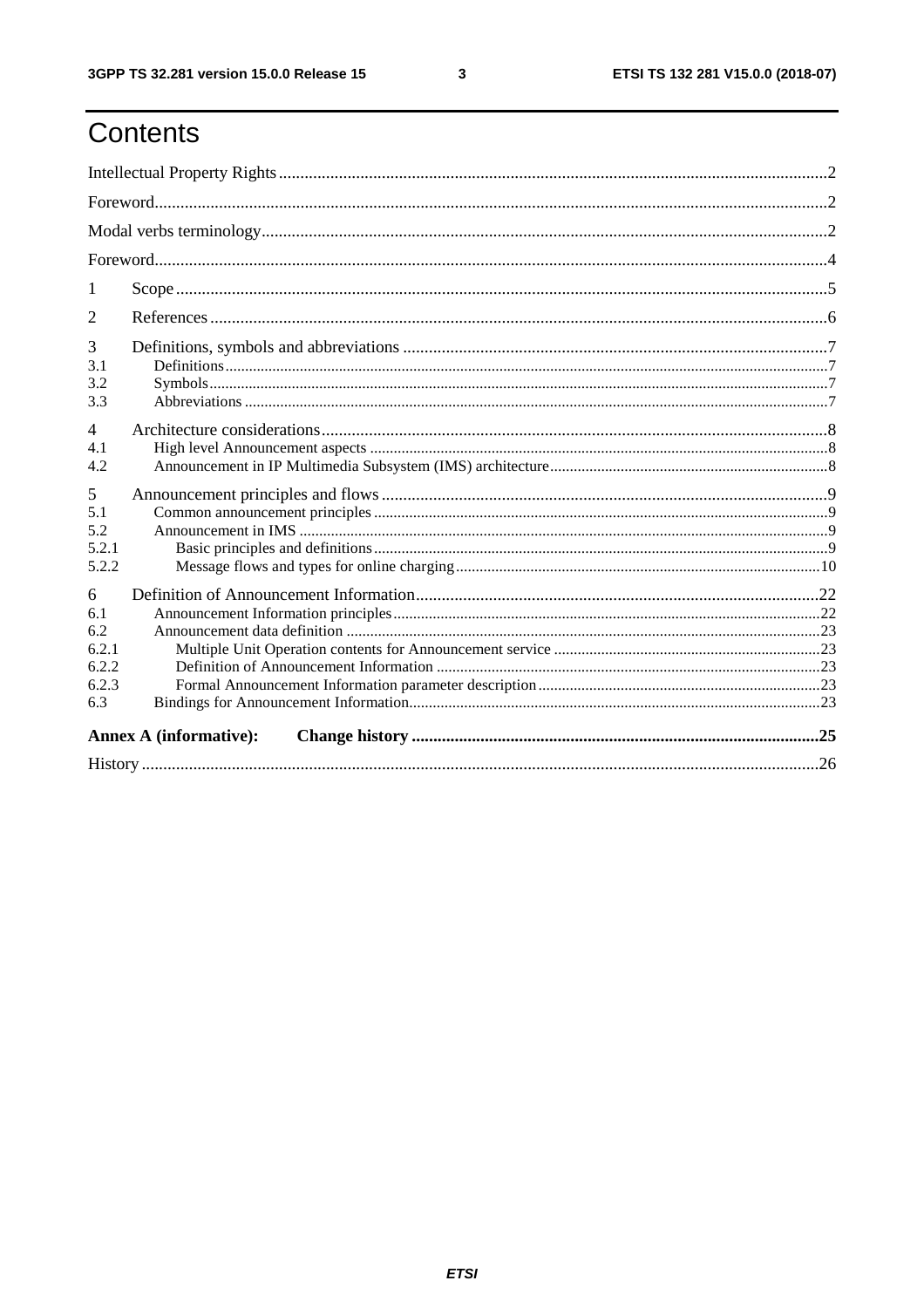# Contents

Intellectual Property Rights ..............................................................................................................................2

Foreword...........................................................................................................................................................2

Modal verbs terminology....................................................................................................................................2

Foreword...........................................................................................................................................................4

1 Scope ......................................................................................................................................................5

2 References ..............................................................................................................................................6

3 Definitions, symbols and abbreviations ..................................................................................................7
3.1 Definitions.........................................................................................................................................................7
3.2 Symbols.............................................................................................................................................................7
3.3 Abbreviations ...................................................................................................................................................7

4 Architecture considerations.....................................................................................................................8
4.1 High level Announcement aspects ....................................................................................................................8
4.2 Announcement in IP Multimedia Subsystem (IMS) architecture......................................................................8

5 Announcement principles and flows .......................................................................................................9
5.1 Common announcement principles ..................................................................................................................9
5.2 Announcement in IMS ......................................................................................................................................9
5.2.1 Basic principles and definitions..................................................................................................................9
5.2.2 Message flows and types for online charging............................................................................................10

6 Definition of Announcement Information.............................................................................................22
6.1 Announcement Information principles............................................................................................................22
6.2 Announcement data definition ........................................................................................................................23
6.2.1 Multiple Unit Operation contents for Announcement service ...................................................................23
6.2.2 Definition of Announcement Information .................................................................................................23
6.2.3 Formal Announcement Information parameter description.......................................................................23
6.3 Bindings for Announcement Information........................................................................................................23

**Annex A (informative): Change history .............................................................................................25**

History .............................................................................................................................................................26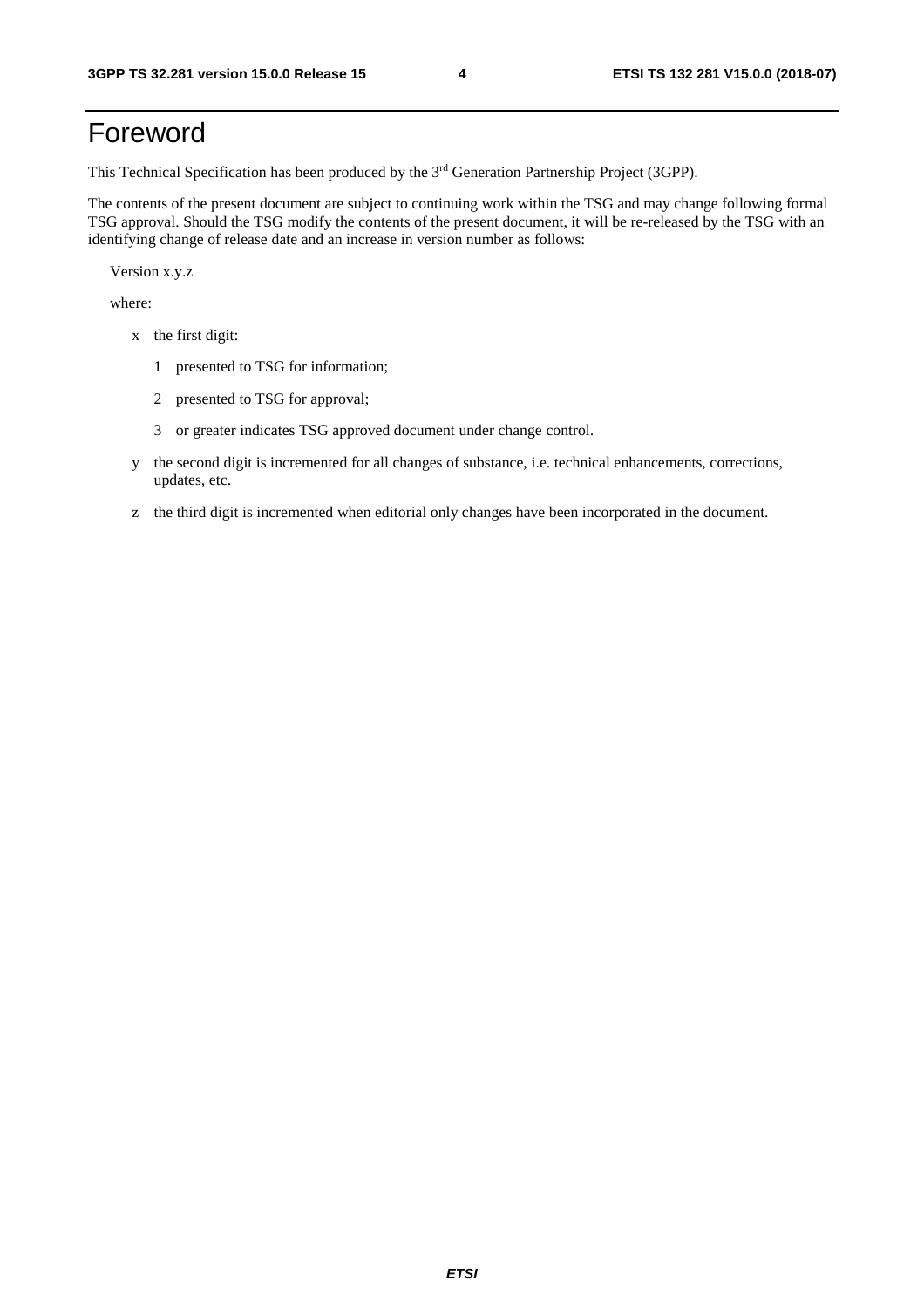# Foreword

This Technical Specification has been produced by the 3rd Generation Partnership Project (3GPP).

The contents of the present document are subject to continuing work within the TSG and may change following formal TSG approval. Should the TSG modify the contents of the present document, it will be re-released by the TSG with an identifying change of release date and an increase in version number as follows:

Version x.y.z

where:

- x the first digit:
  - 1 presented to TSG for information;
  - 2 presented to TSG for approval;
  - 3 or greater indicates TSG approved document under change control.
- y the second digit is incremented for all changes of substance, i.e. technical enhancements, corrections, updates, etc.
- z the third digit is incremented when editorial only changes have been incorporated in the document.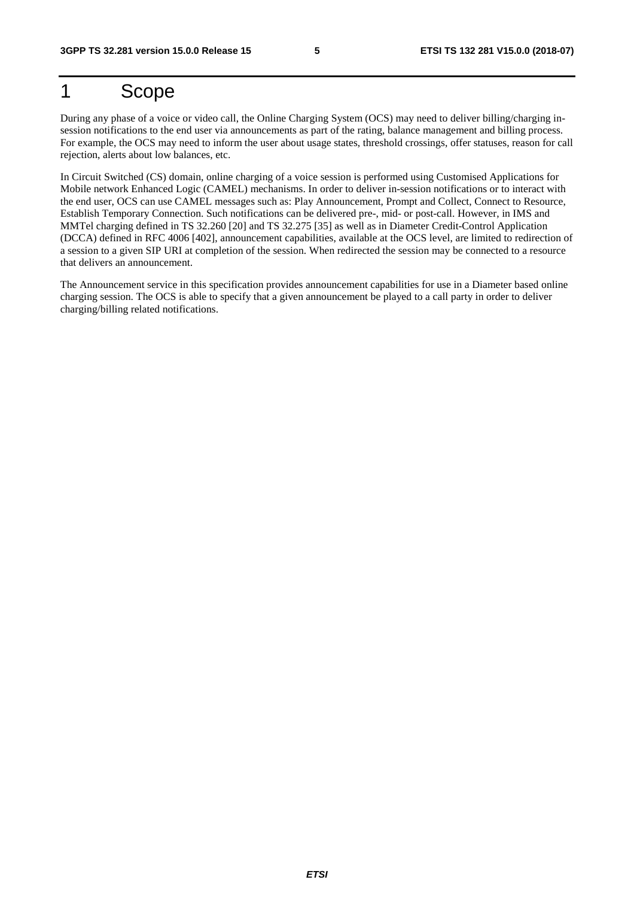# 1 Scope

During any phase of a voice or video call, the Online Charging System (OCS) may need to deliver billing/charging in-session notifications to the end user via announcements as part of the rating, balance management and billing process. For example, the OCS may need to inform the user about usage states, threshold crossings, offer statuses, reason for call rejection, alerts about low balances, etc.

In Circuit Switched (CS) domain, online charging of a voice session is performed using Customised Applications for Mobile network Enhanced Logic (CAMEL) mechanisms. In order to deliver in-session notifications or to interact with the end user, OCS can use CAMEL messages such as: Play Announcement, Prompt and Collect, Connect to Resource, Establish Temporary Connection. Such notifications can be delivered pre-, mid- or post-call. However, in IMS and MMTel charging defined in TS 32.260 [20] and TS 32.275 [35] as well as in Diameter Credit-Control Application (DCCA) defined in RFC 4006 [402], announcement capabilities, available at the OCS level, are limited to redirection of a session to a given SIP URI at completion of the session. When redirected the session may be connected to a resource that delivers an announcement.

The Announcement service in this specification provides announcement capabilities for use in a Diameter based online charging session. The OCS is able to specify that a given announcement be played to a call party in order to deliver charging/billing related notifications.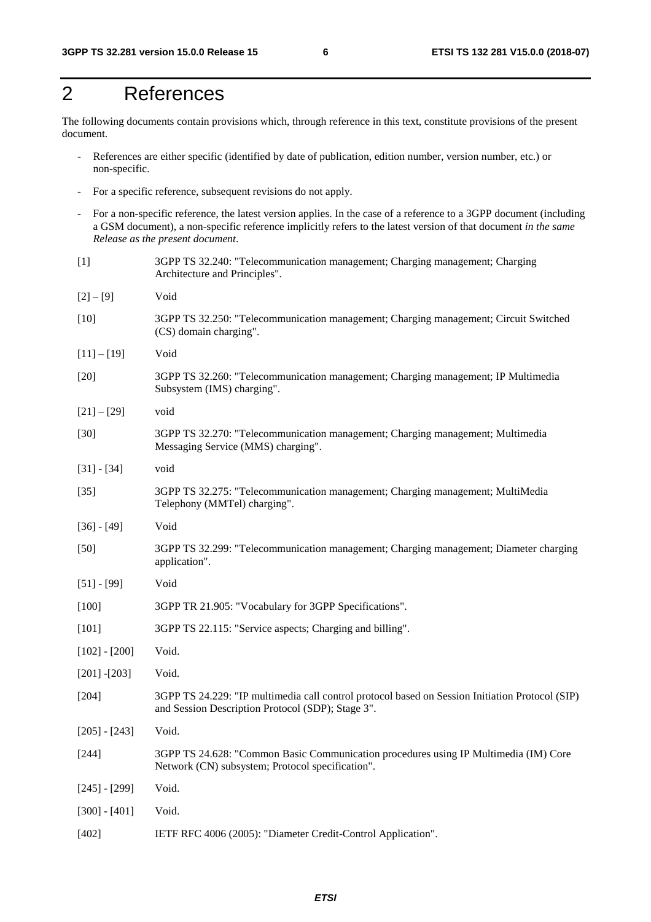# 2 References

The following documents contain provisions which, through reference in this text, constitute provisions of the present document.

- References are either specific (identified by date of publication, edition number, version number, etc.) or non-specific.
- For a specific reference, subsequent revisions do not apply.
- For a non-specific reference, the latest version applies. In the case of a reference to a 3GPP document (including a GSM document), a non-specific reference implicitly refers to the latest version of that document *in the same Release as the present document*.

[1] 3GPP TS 32.240: "Telecommunication management; Charging management; Charging Architecture and Principles".

[2] – [9] Void

[10] 3GPP TS 32.250: "Telecommunication management; Charging management; Circuit Switched (CS) domain charging".

[11] – [19] Void

[20] 3GPP TS 32.260: "Telecommunication management; Charging management; IP Multimedia Subsystem (IMS) charging".

[21] – [29] void

[30] 3GPP TS 32.270: "Telecommunication management; Charging management; Multimedia Messaging Service (MMS) charging".

[31] - [34] void

[35] 3GPP TS 32.275: "Telecommunication management; Charging management; MultiMedia Telephony (MMTel) charging".

[36] - [49] Void

[50] 3GPP TS 32.299: "Telecommunication management; Charging management; Diameter charging application".

[51] - [99] Void

[100] 3GPP TR 21.905: "Vocabulary for 3GPP Specifications".

[101] 3GPP TS 22.115: "Service aspects; Charging and billing".

[102] - [200] Void.

[201] -[203] Void.

[204] 3GPP TS 24.229: "IP multimedia call control protocol based on Session Initiation Protocol (SIP) and Session Description Protocol (SDP); Stage 3".

[205] - [243] Void.

[244] 3GPP TS 24.628: "Common Basic Communication procedures using IP Multimedia (IM) Core Network (CN) subsystem; Protocol specification".

[245] - [299] Void.

[300] - [401] Void.

[402] IETF RFC 4006 (2005): "Diameter Credit-Control Application".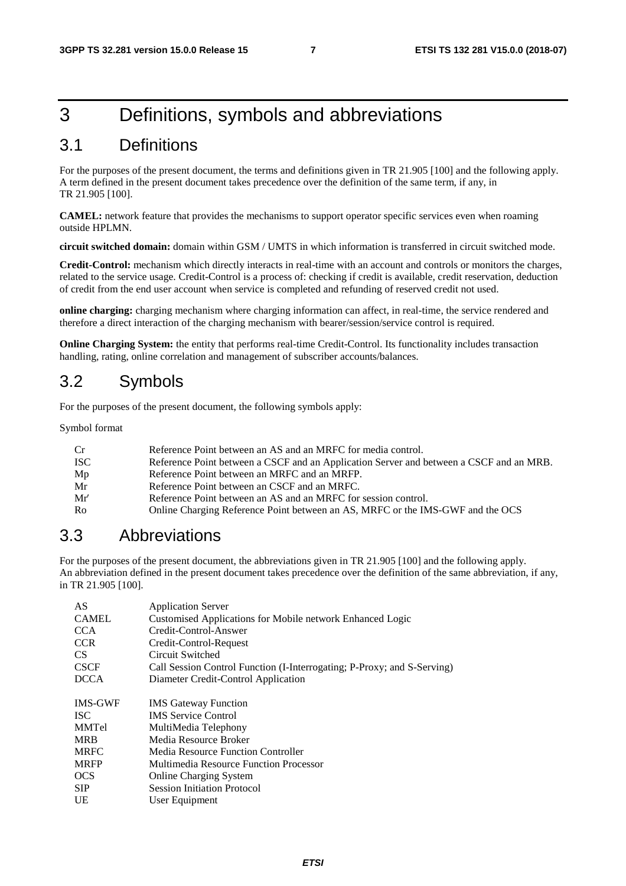# 3 Definitions, symbols and abbreviations

## 3.1 Definitions

For the purposes of the present document, the terms and definitions given in TR 21.905 [100] and the following apply. A term defined in the present document takes precedence over the definition of the same term, if any, in TR 21.905 [100].

**CAMEL:** network feature that provides the mechanisms to support operator specific services even when roaming outside HPLMN.

**circuit switched domain:** domain within GSM / UMTS in which information is transferred in circuit switched mode.

**Credit-Control:** mechanism which directly interacts in real-time with an account and controls or monitors the charges, related to the service usage. Credit-Control is a process of: checking if credit is available, credit reservation, deduction of credit from the end user account when service is completed and refunding of reserved credit not used.

**online charging:** charging mechanism where charging information can affect, in real-time, the service rendered and therefore a direct interaction of the charging mechanism with bearer/session/service control is required.

**Online Charging System:** the entity that performs real-time Credit-Control. Its functionality includes transaction handling, rating, online correlation and management of subscriber accounts/balances.

## 3.2 Symbols

For the purposes of the present document, the following symbols apply:

Symbol format

| | |
|---|---|
| Cr | Reference Point between an AS and an MRFC for media control. |
| ISC | Reference Point between a CSCF and an Application Server and between a CSCF and an MRB. |
| Mp | Reference Point between an MRFC and an MRFP. |
| Mr | Reference Point between an CSCF and an MRFC. |
| Mr' | Reference Point between an AS and an MRFC for session control. |
| Ro | Online Charging Reference Point between an AS, MRFC or the IMS-GWF and the OCS |

## 3.3 Abbreviations

For the purposes of the present document, the abbreviations given in TR 21.905 [100] and the following apply. An abbreviation defined in the present document takes precedence over the definition of the same abbreviation, if any, in TR 21.905 [100].

| | |
|---|---|
| AS | Application Server |
| CAMEL | Customised Applications for Mobile network Enhanced Logic |
| CCA | Credit-Control-Answer |
| CCR | Credit-Control-Request |
| CS | Circuit Switched |
| CSCF | Call Session Control Function (I-Interrogating; P-Proxy; and S-Serving) |
| DCCA | Diameter Credit-Control Application |
| IMS-GWF | IMS Gateway Function |
| ISC | IMS Service Control |
| MMTel | MultiMedia Telephony |
| MRB | Media Resource Broker |
| MRFC | Media Resource Function Controller |
| MRFP | Multimedia Resource Function Processor |
| OCS | Online Charging System |
| SIP | Session Initiation Protocol |
| UE | User Equipment |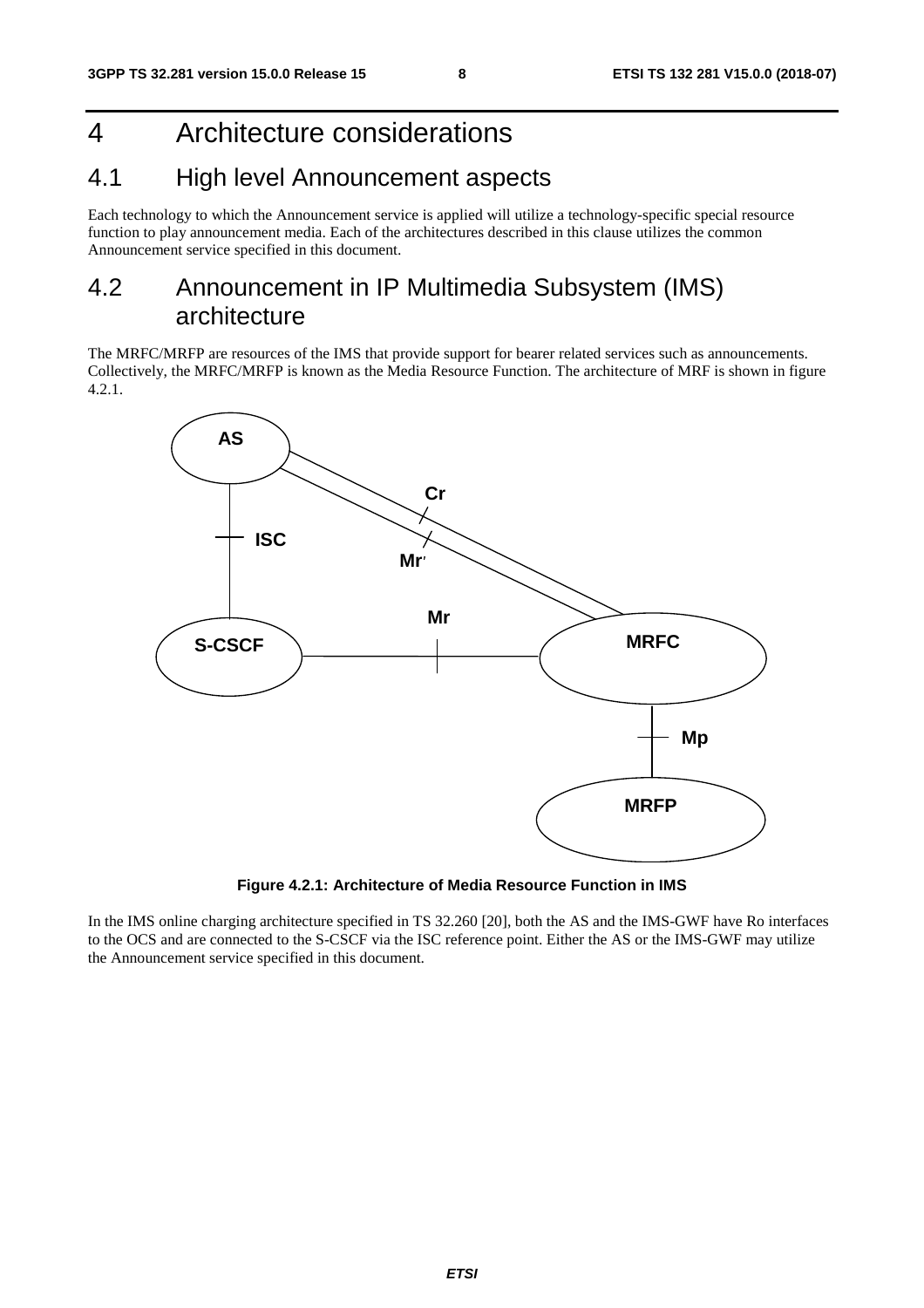# 4 Architecture considerations

## 4.1 High level Announcement aspects

Each technology to which the Announcement service is applied will utilize a technology-specific special resource function to play announcement media. Each of the architectures described in this clause utilizes the common Announcement service specified in this document.

## 4.2 Announcement in IP Multimedia Subsystem (IMS) architecture

The MRFC/MRFP are resources of the IMS that provide support for bearer related services such as announcements. Collectively, the MRFC/MRFP is known as the Media Resource Function. The architecture of MRF is shown in figure 4.2.1.

**Figure 4.2.1: Architecture of Media Resource Function in IMS**

In the IMS online charging architecture specified in TS 32.260 [20], both the AS and the IMS-GWF have Ro interfaces to the OCS and are connected to the S-CSCF via the ISC reference point. Either the AS or the IMS-GWF may utilize the Announcement service specified in this document.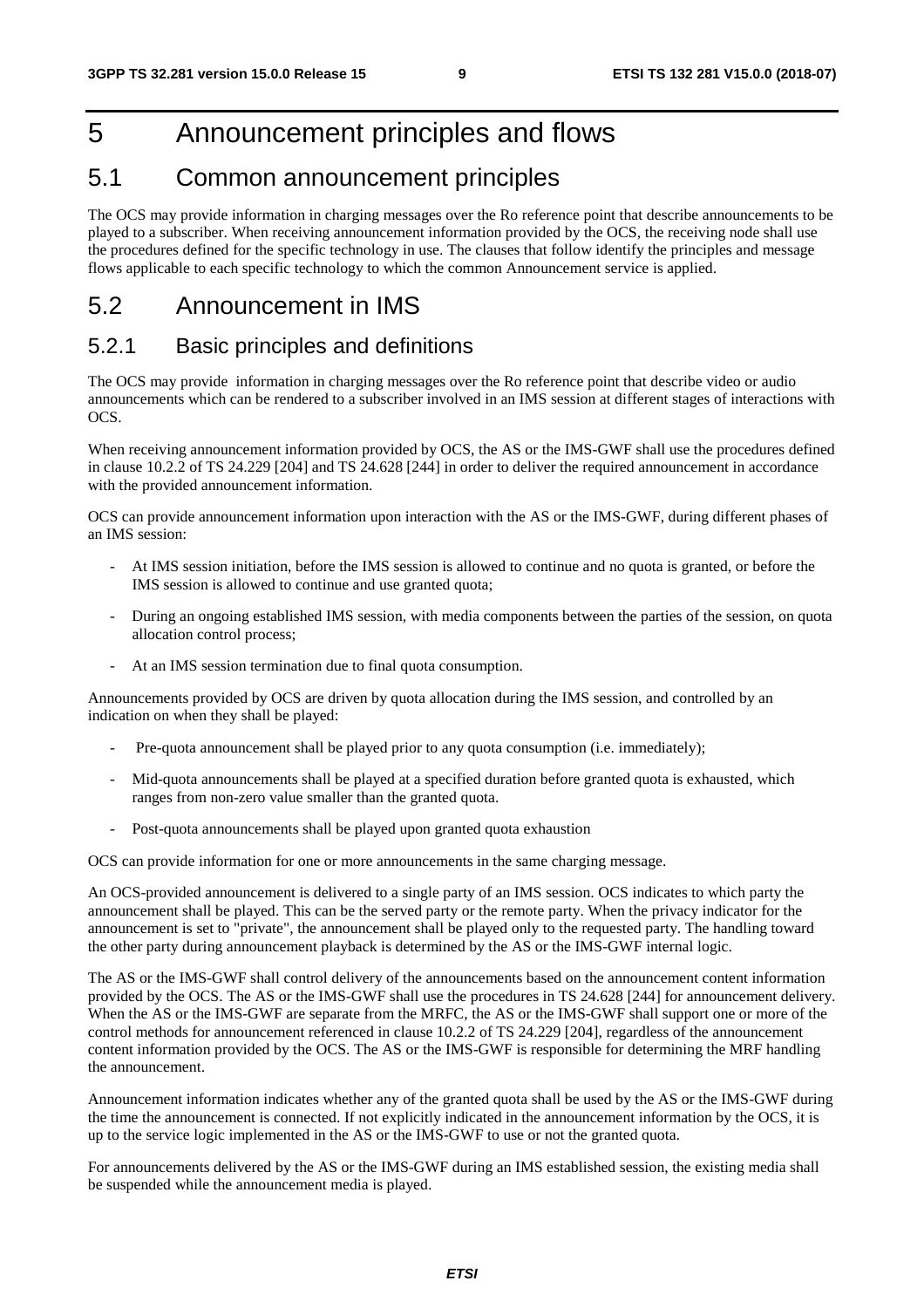# 5 Announcement principles and flows

## 5.1 Common announcement principles

The OCS may provide information in charging messages over the Ro reference point that describe announcements to be played to a subscriber. When receiving announcement information provided by the OCS, the receiving node shall use the procedures defined for the specific technology in use. The clauses that follow identify the principles and message flows applicable to each specific technology to which the common Announcement service is applied.

## 5.2 Announcement in IMS

### 5.2.1 Basic principles and definitions

The OCS may provide information in charging messages over the Ro reference point that describe video or audio announcements which can be rendered to a subscriber involved in an IMS session at different stages of interactions with OCS.

When receiving announcement information provided by OCS, the AS or the IMS-GWF shall use the procedures defined in clause 10.2.2 of TS 24.229 [204] and TS 24.628 [244] in order to deliver the required announcement in accordance with the provided announcement information.

OCS can provide announcement information upon interaction with the AS or the IMS-GWF, during different phases of an IMS session:

- At IMS session initiation, before the IMS session is allowed to continue and no quota is granted, or before the IMS session is allowed to continue and use granted quota;
- During an ongoing established IMS session, with media components between the parties of the session, on quota allocation control process;
- At an IMS session termination due to final quota consumption.

Announcements provided by OCS are driven by quota allocation during the IMS session, and controlled by an indication on when they shall be played:

- Pre-quota announcement shall be played prior to any quota consumption (i.e. immediately);
- Mid-quota announcements shall be played at a specified duration before granted quota is exhausted, which ranges from non-zero value smaller than the granted quota.
- Post-quota announcements shall be played upon granted quota exhaustion

OCS can provide information for one or more announcements in the same charging message.

An OCS-provided announcement is delivered to a single party of an IMS session. OCS indicates to which party the announcement shall be played. This can be the served party or the remote party. When the privacy indicator for the announcement is set to "private", the announcement shall be played only to the requested party. The handling toward the other party during announcement playback is determined by the AS or the IMS-GWF internal logic.

The AS or the IMS-GWF shall control delivery of the announcements based on the announcement content information provided by the OCS. The AS or the IMS-GWF shall use the procedures in TS 24.628 [244] for announcement delivery. When the AS or the IMS-GWF are separate from the MRFC, the AS or the IMS-GWF shall support one or more of the control methods for announcement referenced in clause 10.2.2 of TS 24.229 [204], regardless of the announcement content information provided by the OCS. The AS or the IMS-GWF is responsible for determining the MRF handling the announcement.

Announcement information indicates whether any of the granted quota shall be used by the AS or the IMS-GWF during the time the announcement is connected. If not explicitly indicated in the announcement information by the OCS, it is up to the service logic implemented in the AS or the IMS-GWF to use or not the granted quota.

For announcements delivered by the AS or the IMS-GWF during an IMS established session, the existing media shall be suspended while the announcement media is played.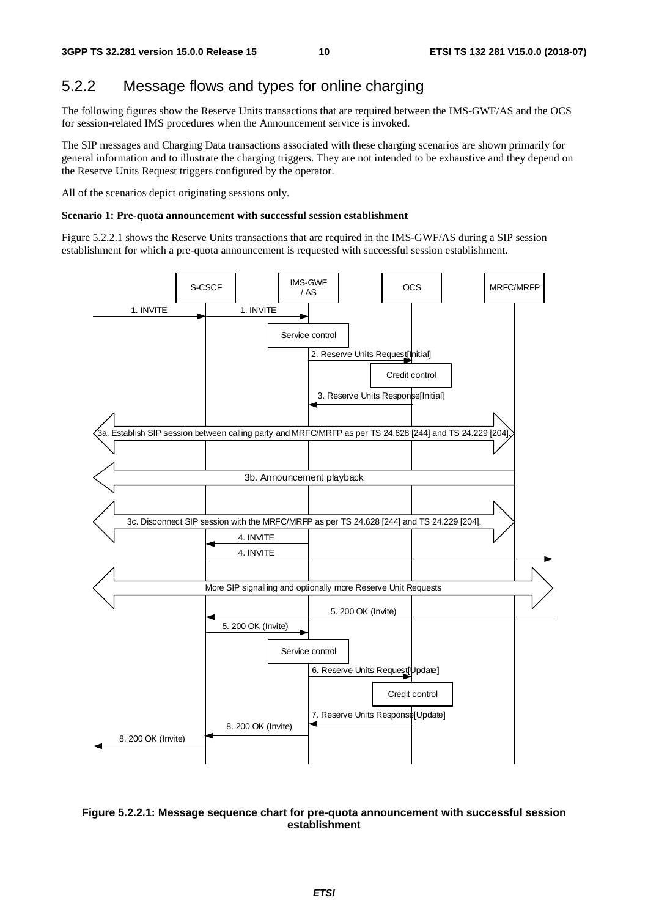## 5.2.2 Message flows and types for online charging

The following figures show the Reserve Units transactions that are required between the IMS-GWF/AS and the OCS for session-related IMS procedures when the Announcement service is invoked.

The SIP messages and Charging Data transactions associated with these charging scenarios are shown primarily for general information and to illustrate the charging triggers. They are not intended to be exhaustive and they depend on the Reserve Units Request triggers configured by the operator.

All of the scenarios depict originating sessions only.

**Scenario 1: Pre-quota announcement with successful session establishment**

Figure 5.2.2.1 shows the Reserve Units transactions that are required in the IMS-GWF/AS during a SIP session establishment for which a pre-quota announcement is requested with successful session establishment.

**Figure 5.2.2.1: Message sequence chart for pre-quota announcement with successful session establishment**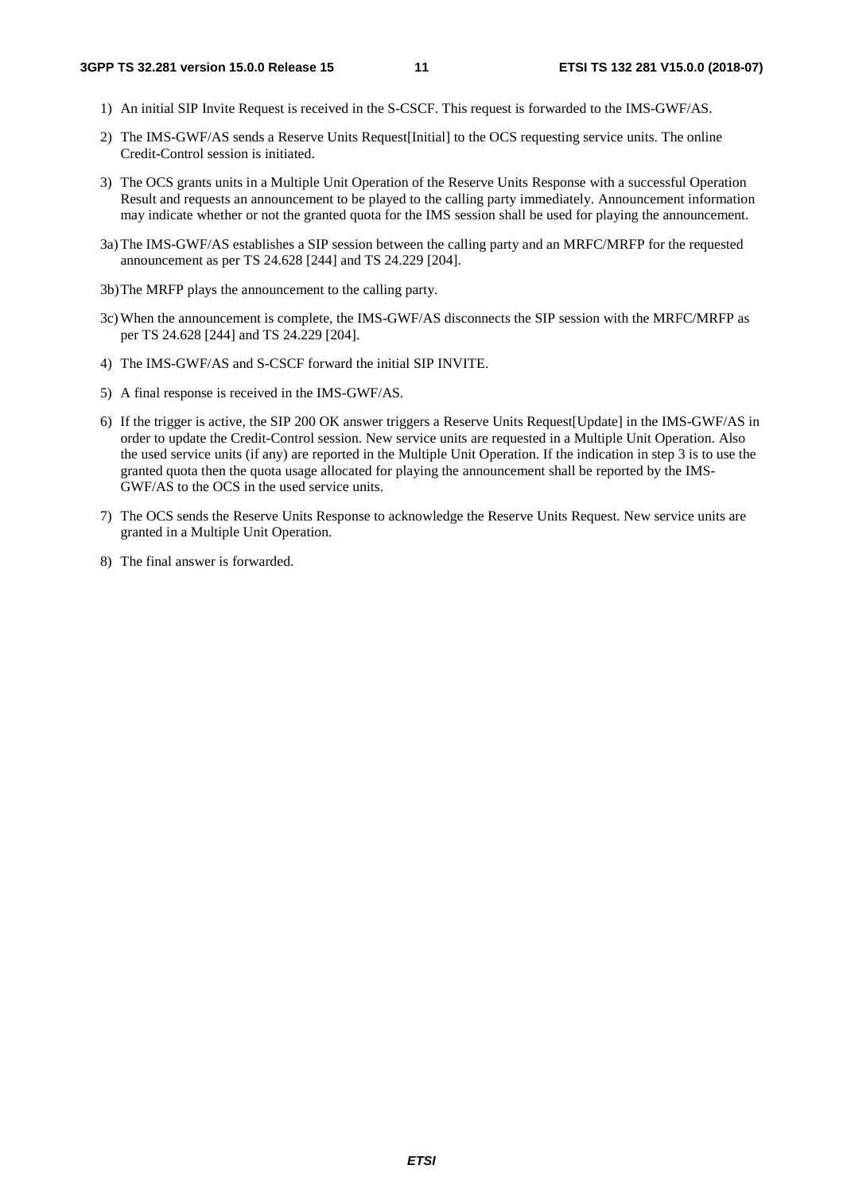1) An initial SIP Invite Request is received in the S-CSCF. This request is forwarded to the IMS-GWF/AS.

2) The IMS-GWF/AS sends a Reserve Units Request[Initial] to the OCS requesting service units. The online Credit-Control session is initiated.

3) The OCS grants units in a Multiple Unit Operation of the Reserve Units Response with a successful Operation Result and requests an announcement to be played to the calling party immediately. Announcement information may indicate whether or not the granted quota for the IMS session shall be used for playing the announcement.

3a) The IMS-GWF/AS establishes a SIP session between the calling party and an MRFC/MRFP for the requested announcement as per TS 24.628 [244] and TS 24.229 [204].

3b) The MRFP plays the announcement to the calling party.

3c) When the announcement is complete, the IMS-GWF/AS disconnects the SIP session with the MRFC/MRFP as per TS 24.628 [244] and TS 24.229 [204].

4) The IMS-GWF/AS and S-CSCF forward the initial SIP INVITE.

5) A final response is received in the IMS-GWF/AS.

6) If the trigger is active, the SIP 200 OK answer triggers a Reserve Units Request[Update] in the IMS-GWF/AS in order to update the Credit-Control session. New service units are requested in a Multiple Unit Operation. Also the used service units (if any) are reported in the Multiple Unit Operation. If the indication in step 3 is to use the granted quota then the quota usage allocated for playing the announcement shall be reported by the IMS-GWF/AS to the OCS in the used service units.

7) The OCS sends the Reserve Units Response to acknowledge the Reserve Units Request. New service units are granted in a Multiple Unit Operation.

8) The final answer is forwarded.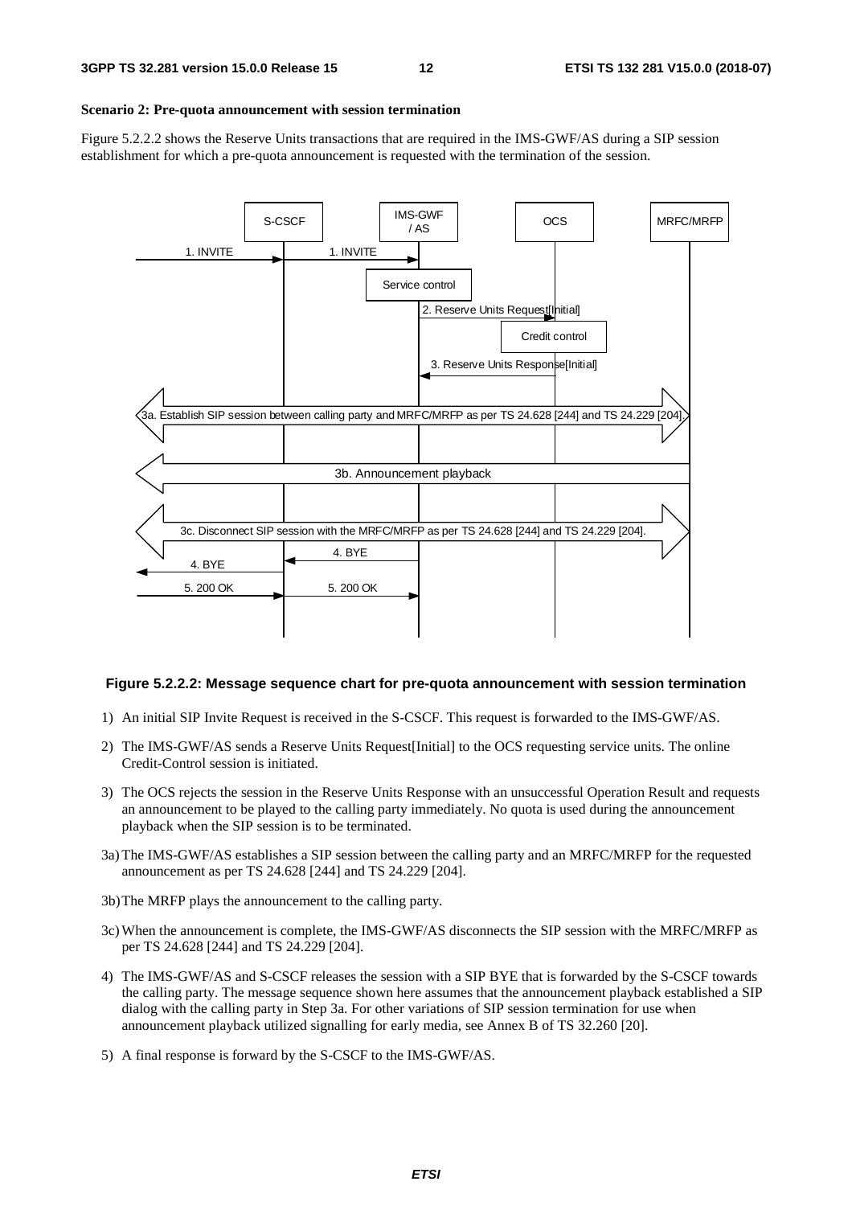**Scenario 2: Pre-quota announcement with session termination**

Figure 5.2.2.2 shows the Reserve Units transactions that are required in the IMS-GWF/AS during a SIP session establishment for which a pre-quota announcement is requested with the termination of the session.

**Figure 5.2.2.2: Message sequence chart for pre-quota announcement with session termination**

1) An initial SIP Invite Request is received in the S-CSCF. This request is forwarded to the IMS-GWF/AS.

2) The IMS-GWF/AS sends a Reserve Units Request[Initial] to the OCS requesting service units. The online Credit-Control session is initiated.

3) The OCS rejects the session in the Reserve Units Response with an unsuccessful Operation Result and requests an announcement to be played to the calling party immediately. No quota is used during the announcement playback when the SIP session is to be terminated.

3a) The IMS-GWF/AS establishes a SIP session between the calling party and an MRFC/MRFP for the requested announcement as per TS 24.628 [244] and TS 24.229 [204].

3b) The MRFP plays the announcement to the calling party.

3c) When the announcement is complete, the IMS-GWF/AS disconnects the SIP session with the MRFC/MRFP as per TS 24.628 [244] and TS 24.229 [204].

4) The IMS-GWF/AS and S-CSCF releases the session with a SIP BYE that is forwarded by the S-CSCF towards the calling party. The message sequence shown here assumes that the announcement playback established a SIP dialog with the calling party in Step 3a. For other variations of SIP session termination for use when announcement playback utilized signalling for early media, see Annex B of TS 32.260 [20].

5) A final response is forward by the S-CSCF to the IMS-GWF/AS.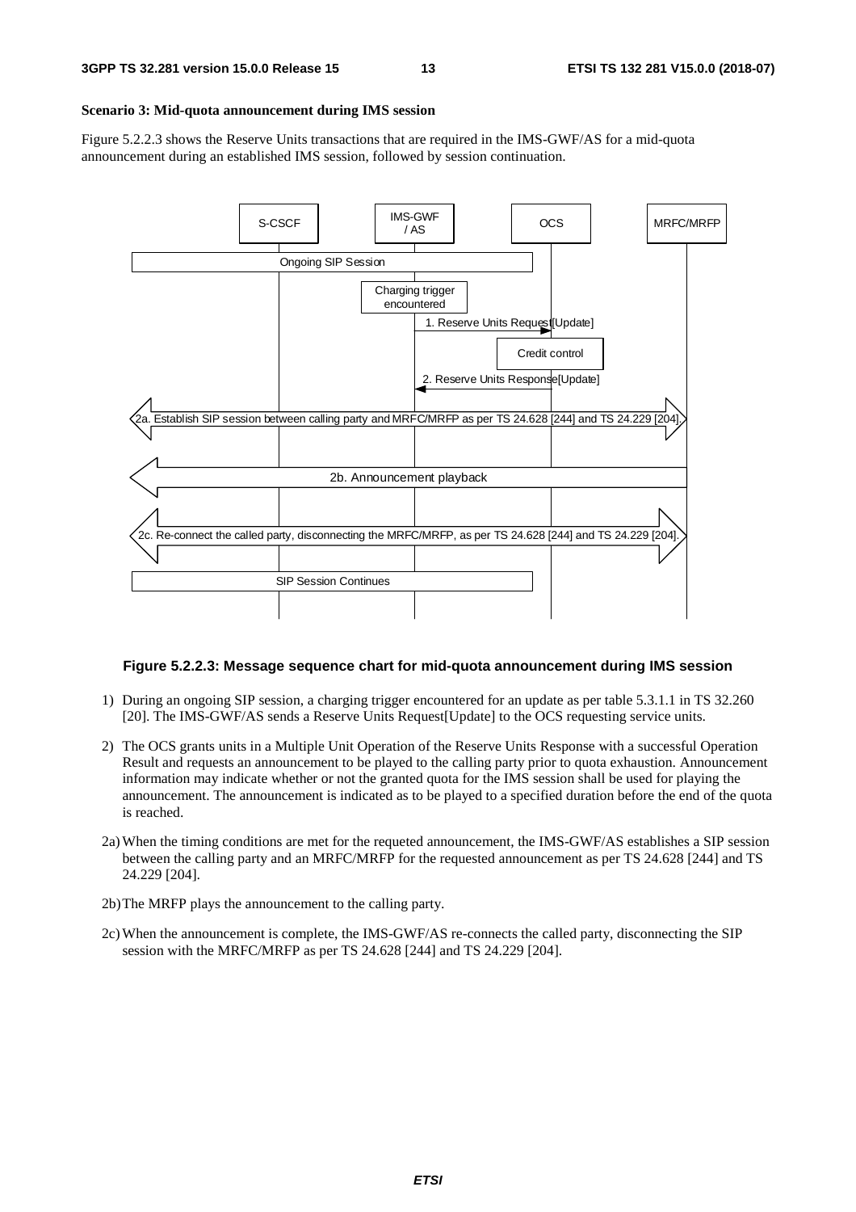**Scenario 3: Mid-quota announcement during IMS session**

Figure 5.2.2.3 shows the Reserve Units transactions that are required in the IMS-GWF/AS for a mid-quota announcement during an established IMS session, followed by session continuation.

**Figure 5.2.2.3: Message sequence chart for mid-quota announcement during IMS session**

1) During an ongoing SIP session, a charging trigger encountered for an update as per table 5.3.1.1 in TS 32.260 [20]. The IMS-GWF/AS sends a Reserve Units Request[Update] to the OCS requesting service units.

2) The OCS grants units in a Multiple Unit Operation of the Reserve Units Response with a successful Operation Result and requests an announcement to be played to the calling party prior to quota exhaustion. Announcement information may indicate whether or not the granted quota for the IMS session shall be used for playing the announcement. The announcement is indicated as to be played to a specified duration before the end of the quota is reached.

2a) When the timing conditions are met for the requeted announcement, the IMS-GWF/AS establishes a SIP session between the calling party and an MRFC/MRFP for the requested announcement as per TS 24.628 [244] and TS 24.229 [204].

2b) The MRFP plays the announcement to the calling party.

2c) When the announcement is complete, the IMS-GWF/AS re-connects the called party, disconnecting the SIP session with the MRFC/MRFP as per TS 24.628 [244] and TS 24.229 [204].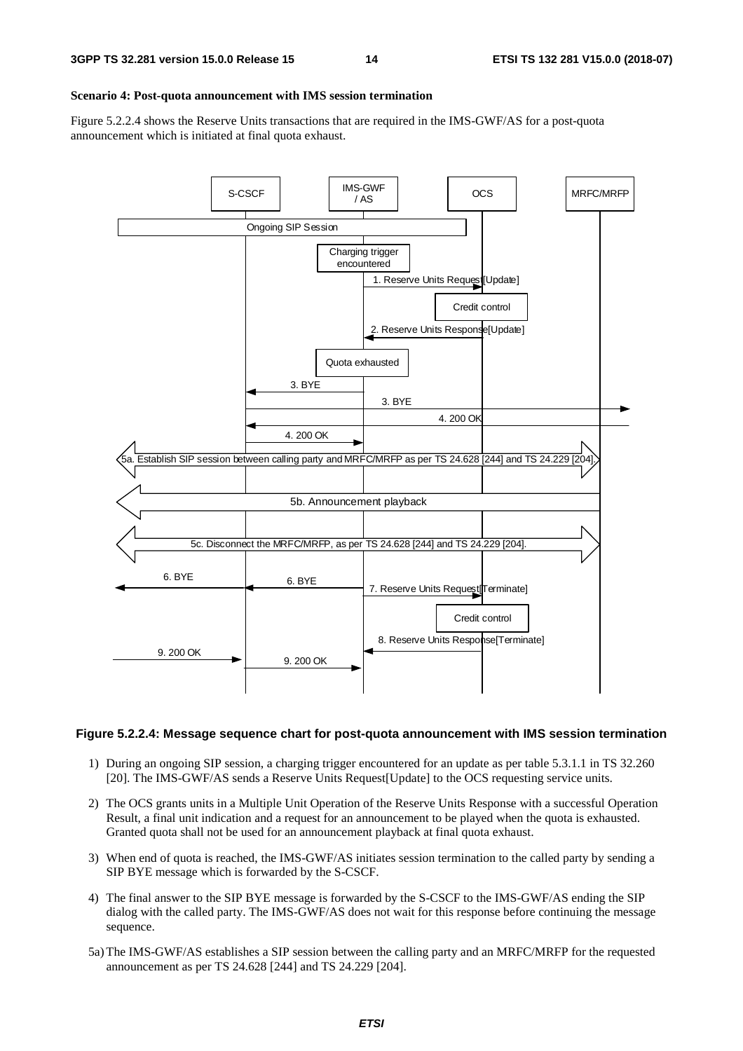**Scenario 4: Post-quota announcement with IMS session termination**

Figure 5.2.2.4 shows the Reserve Units transactions that are required in the IMS-GWF/AS for a post-quota announcement which is initiated at final quota exhaust.

**Figure 5.2.2.4: Message sequence chart for post-quota announcement with IMS session termination**

1) During an ongoing SIP session, a charging trigger encountered for an update as per table 5.3.1.1 in TS 32.260 [20]. The IMS-GWF/AS sends a Reserve Units Request[Update] to the OCS requesting service units.

2) The OCS grants units in a Multiple Unit Operation of the Reserve Units Response with a successful Operation Result, a final unit indication and a request for an announcement to be played when the quota is exhausted. Granted quota shall not be used for an announcement playback at final quota exhaust.

3) When end of quota is reached, the IMS-GWF/AS initiates session termination to the called party by sending a SIP BYE message which is forwarded by the S-CSCF.

4) The final answer to the SIP BYE message is forwarded by the S-CSCF to the IMS-GWF/AS ending the SIP dialog with the called party. The IMS-GWF/AS does not wait for this response before continuing the message sequence.

5a) The IMS-GWF/AS establishes a SIP session between the calling party and an MRFC/MRFP for the requested announcement as per TS 24.628 [244] and TS 24.229 [204].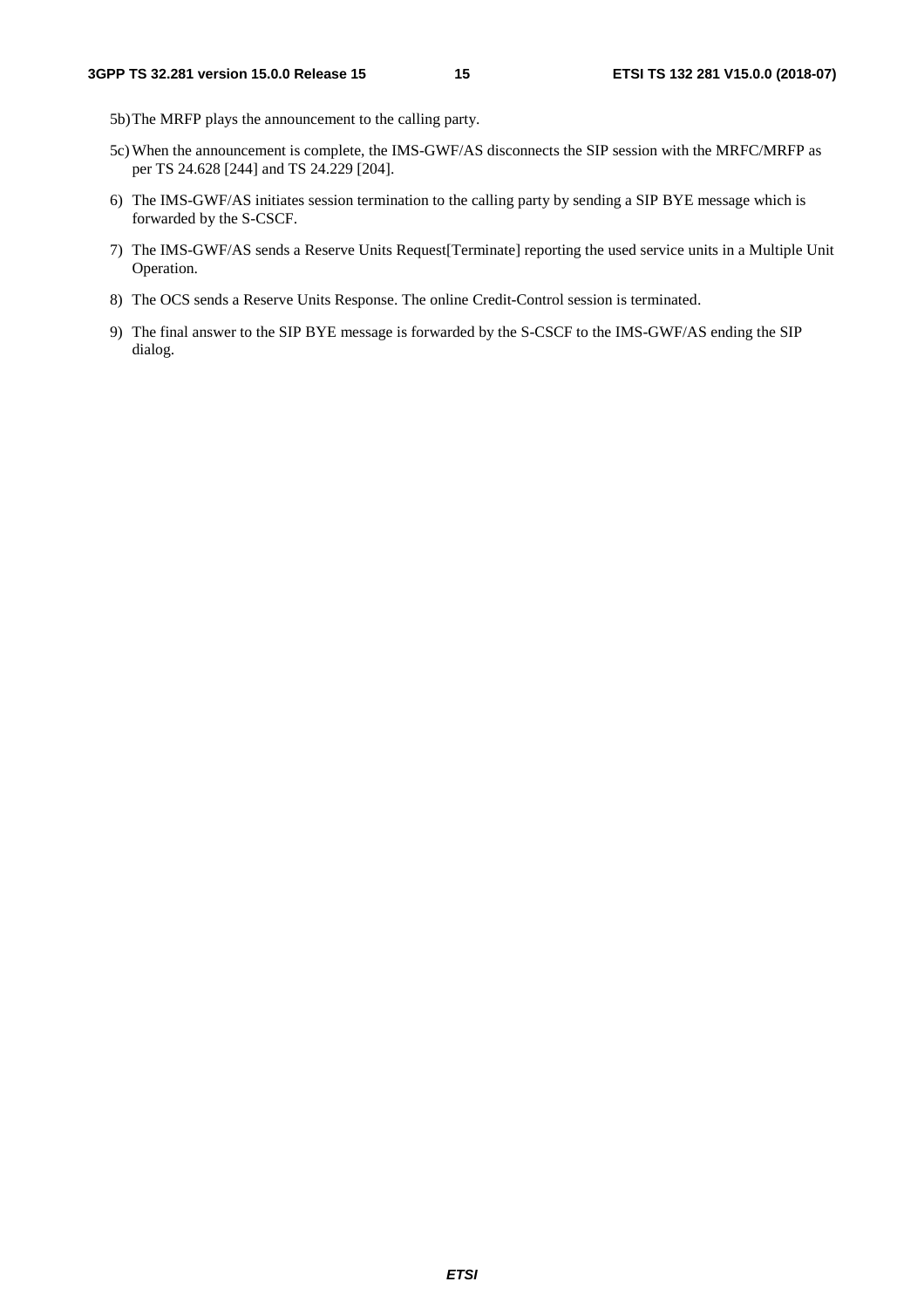5b) The MRFP plays the announcement to the calling party.

5c) When the announcement is complete, the IMS-GWF/AS disconnects the SIP session with the MRFC/MRFP as per TS 24.628 [244] and TS 24.229 [204].

6) The IMS-GWF/AS initiates session termination to the calling party by sending a SIP BYE message which is forwarded by the S-CSCF.

7) The IMS-GWF/AS sends a Reserve Units Request[Terminate] reporting the used service units in a Multiple Unit Operation.

8) The OCS sends a Reserve Units Response. The online Credit-Control session is terminated.

9) The final answer to the SIP BYE message is forwarded by the S-CSCF to the IMS-GWF/AS ending the SIP dialog.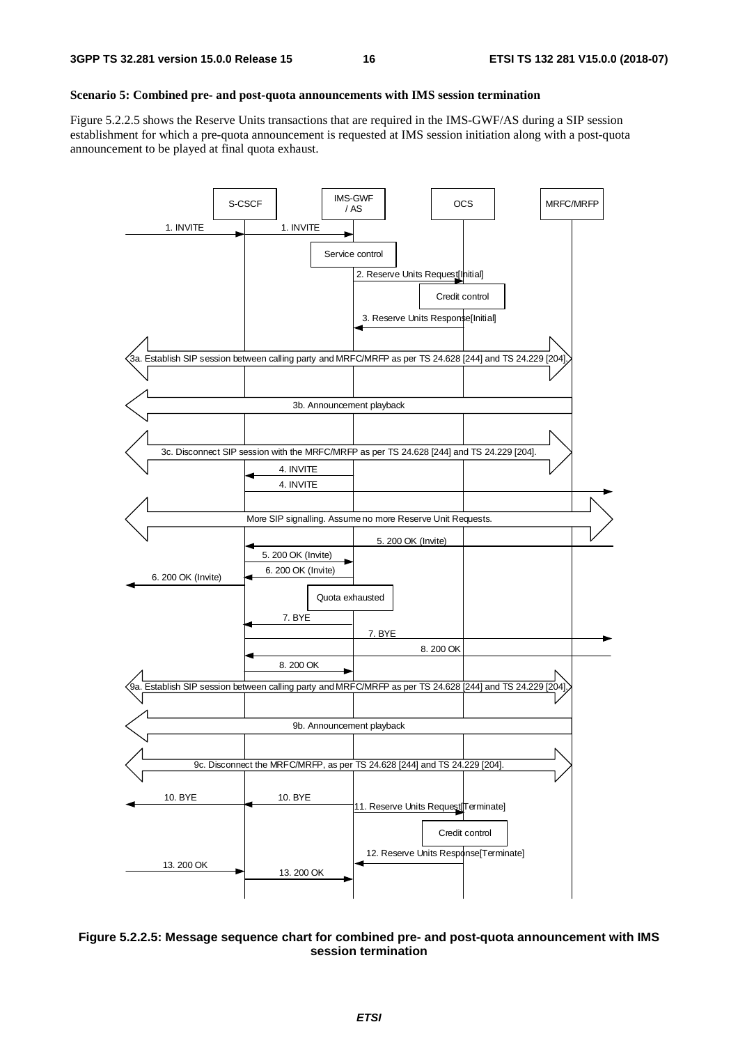**Scenario 5: Combined pre- and post-quota announcements with IMS session termination**

Figure 5.2.2.5 shows the Reserve Units transactions that are required in the IMS-GWF/AS during a SIP session establishment for which a pre-quota announcement is requested at IMS session initiation along with a post-quota announcement to be played at final quota exhaust.

**Figure 5.2.2.5: Message sequence chart for combined pre- and post-quota announcement with IMS session termination**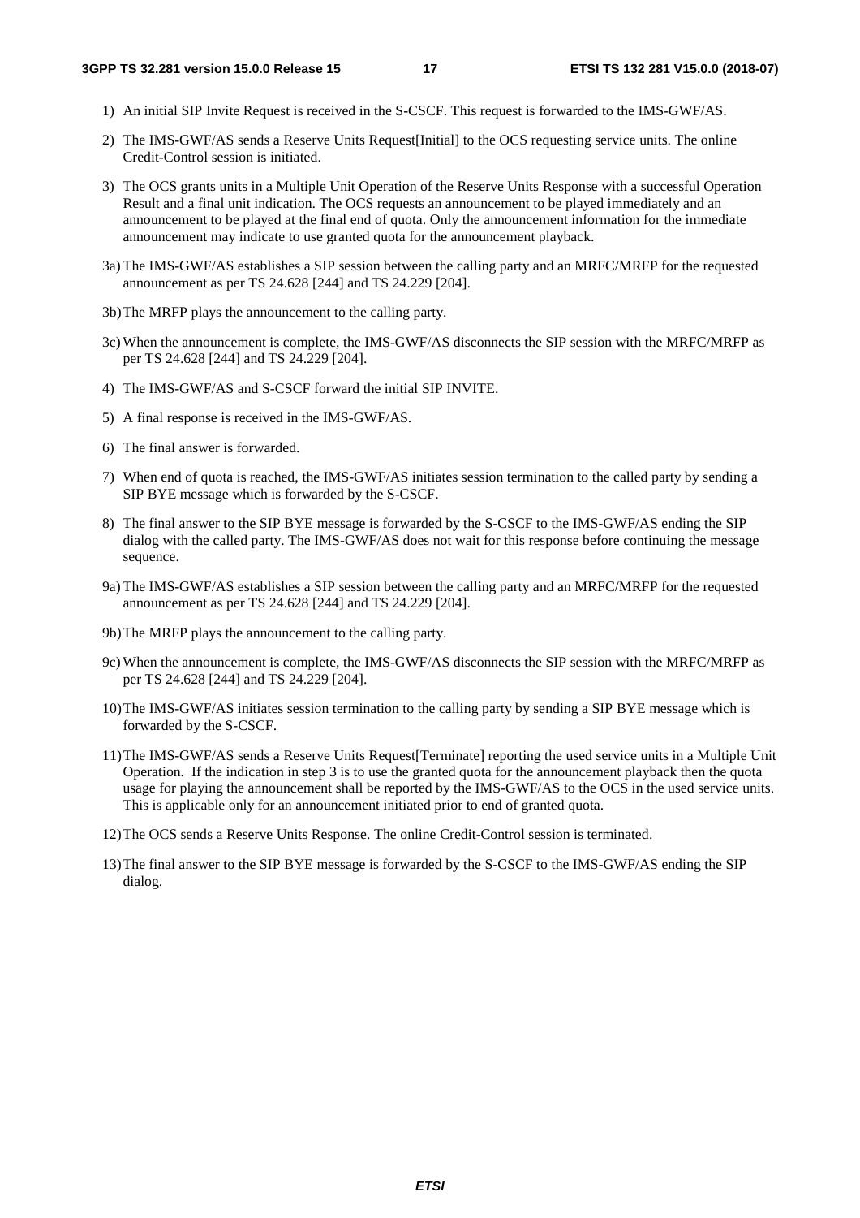1) An initial SIP Invite Request is received in the S-CSCF. This request is forwarded to the IMS-GWF/AS.

2) The IMS-GWF/AS sends a Reserve Units Request[Initial] to the OCS requesting service units. The online Credit-Control session is initiated.

3) The OCS grants units in a Multiple Unit Operation of the Reserve Units Response with a successful Operation Result and a final unit indication. The OCS requests an announcement to be played immediately and an announcement to be played at the final end of quota. Only the announcement information for the immediate announcement may indicate to use granted quota for the announcement playback.

3a) The IMS-GWF/AS establishes a SIP session between the calling party and an MRFC/MRFP for the requested announcement as per TS 24.628 [244] and TS 24.229 [204].

3b) The MRFP plays the announcement to the calling party.

3c) When the announcement is complete, the IMS-GWF/AS disconnects the SIP session with the MRFC/MRFP as per TS 24.628 [244] and TS 24.229 [204].

4) The IMS-GWF/AS and S-CSCF forward the initial SIP INVITE.

5) A final response is received in the IMS-GWF/AS.

6) The final answer is forwarded.

7) When end of quota is reached, the IMS-GWF/AS initiates session termination to the called party by sending a SIP BYE message which is forwarded by the S-CSCF.

8) The final answer to the SIP BYE message is forwarded by the S-CSCF to the IMS-GWF/AS ending the SIP dialog with the called party. The IMS-GWF/AS does not wait for this response before continuing the message sequence.

9a) The IMS-GWF/AS establishes a SIP session between the calling party and an MRFC/MRFP for the requested announcement as per TS 24.628 [244] and TS 24.229 [204].

9b) The MRFP plays the announcement to the calling party.

9c) When the announcement is complete, the IMS-GWF/AS disconnects the SIP session with the MRFC/MRFP as per TS 24.628 [244] and TS 24.229 [204].

10) The IMS-GWF/AS initiates session termination to the calling party by sending a SIP BYE message which is forwarded by the S-CSCF.

11) The IMS-GWF/AS sends a Reserve Units Request[Terminate] reporting the used service units in a Multiple Unit Operation. If the indication in step 3 is to use the granted quota for the announcement playback then the quota usage for playing the announcement shall be reported by the IMS-GWF/AS to the OCS in the used service units. This is applicable only for an announcement initiated prior to end of granted quota.

12) The OCS sends a Reserve Units Response. The online Credit-Control session is terminated.

13) The final answer to the SIP BYE message is forwarded by the S-CSCF to the IMS-GWF/AS ending the SIP dialog.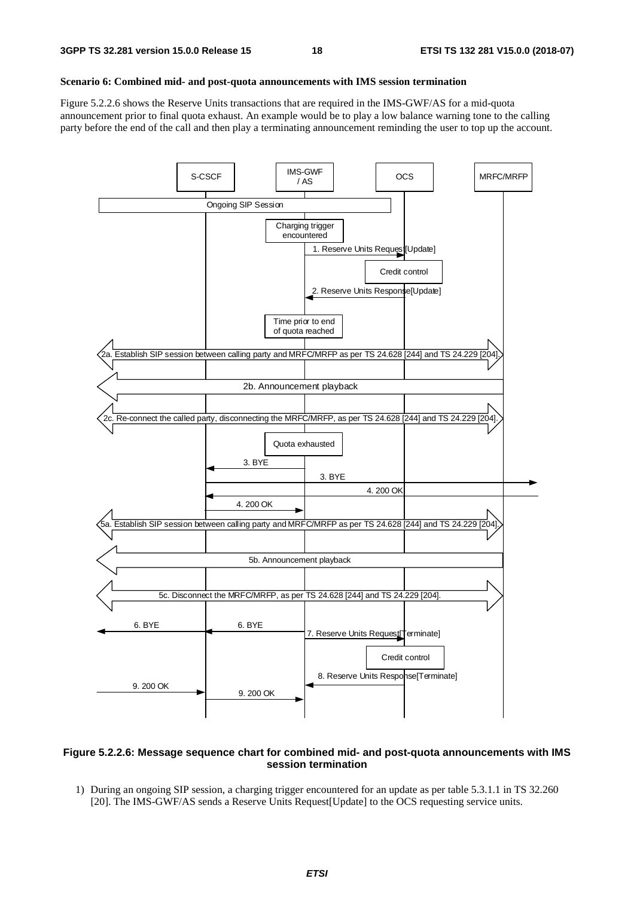**Scenario 6: Combined mid- and post-quota announcements with IMS session termination**

Figure 5.2.2.6 shows the Reserve Units transactions that are required in the IMS-GWF/AS for a mid-quota announcement prior to final quota exhaust. An example would be to play a low balance warning tone to the calling party before the end of the call and then play a terminating announcement reminding the user to top up the account.

**Figure 5.2.2.6: Message sequence chart for combined mid- and post-quota announcements with IMS session termination**

1) During an ongoing SIP session, a charging trigger encountered for an update as per table 5.3.1.1 in TS 32.260 [20]. The IMS-GWF/AS sends a Reserve Units Request[Update] to the OCS requesting service units.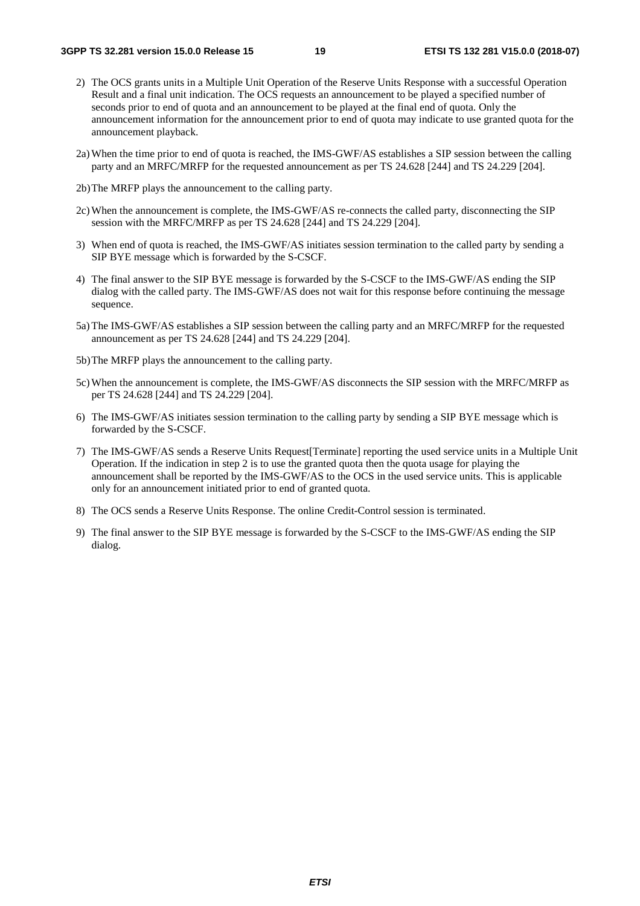2) The OCS grants units in a Multiple Unit Operation of the Reserve Units Response with a successful Operation Result and a final unit indication. The OCS requests an announcement to be played a specified number of seconds prior to end of quota and an announcement to be played at the final end of quota. Only the announcement information for the announcement prior to end of quota may indicate to use granted quota for the announcement playback.

2a) When the time prior to end of quota is reached, the IMS-GWF/AS establishes a SIP session between the calling party and an MRFC/MRFP for the requested announcement as per TS 24.628 [244] and TS 24.229 [204].

2b) The MRFP plays the announcement to the calling party.

2c) When the announcement is complete, the IMS-GWF/AS re-connects the called party, disconnecting the SIP session with the MRFC/MRFP as per TS 24.628 [244] and TS 24.229 [204].

3) When end of quota is reached, the IMS-GWF/AS initiates session termination to the called party by sending a SIP BYE message which is forwarded by the S-CSCF.

4) The final answer to the SIP BYE message is forwarded by the S-CSCF to the IMS-GWF/AS ending the SIP dialog with the called party. The IMS-GWF/AS does not wait for this response before continuing the message sequence.

5a) The IMS-GWF/AS establishes a SIP session between the calling party and an MRFC/MRFP for the requested announcement as per TS 24.628 [244] and TS 24.229 [204].

5b) The MRFP plays the announcement to the calling party.

5c) When the announcement is complete, the IMS-GWF/AS disconnects the SIP session with the MRFC/MRFP as per TS 24.628 [244] and TS 24.229 [204].

6) The IMS-GWF/AS initiates session termination to the calling party by sending a SIP BYE message which is forwarded by the S-CSCF.

7) The IMS-GWF/AS sends a Reserve Units Request[Terminate] reporting the used service units in a Multiple Unit Operation. If the indication in step 2 is to use the granted quota then the quota usage for playing the announcement shall be reported by the IMS-GWF/AS to the OCS in the used service units. This is applicable only for an announcement initiated prior to end of granted quota.

8) The OCS sends a Reserve Units Response. The online Credit-Control session is terminated.

9) The final answer to the SIP BYE message is forwarded by the S-CSCF to the IMS-GWF/AS ending the SIP dialog.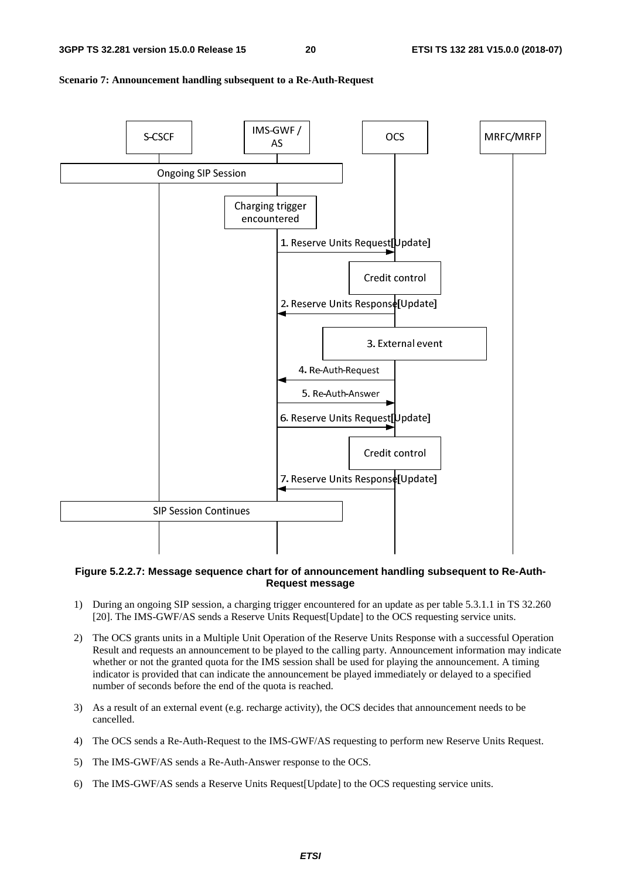**Scenario 7: Announcement handling subsequent to a Re-Auth-Request**

**Figure 5.2.2.7: Message sequence chart for of announcement handling subsequent to Re-Auth-Request message**

1) During an ongoing SIP session, a charging trigger encountered for an update as per table 5.3.1.1 in TS 32.260 [20]. The IMS-GWF/AS sends a Reserve Units Request[Update] to the OCS requesting service units.

2) The OCS grants units in a Multiple Unit Operation of the Reserve Units Response with a successful Operation Result and requests an announcement to be played to the calling party. Announcement information may indicate whether or not the granted quota for the IMS session shall be used for playing the announcement. A timing indicator is provided that can indicate the announcement be played immediately or delayed to a specified number of seconds before the end of the quota is reached.

3) As a result of an external event (e.g. recharge activity), the OCS decides that announcement needs to be cancelled.

4) The OCS sends a Re-Auth-Request to the IMS-GWF/AS requesting to perform new Reserve Units Request.

5) The IMS-GWF/AS sends a Re-Auth-Answer response to the OCS.

6) The IMS-GWF/AS sends a Reserve Units Request[Update] to the OCS requesting service units.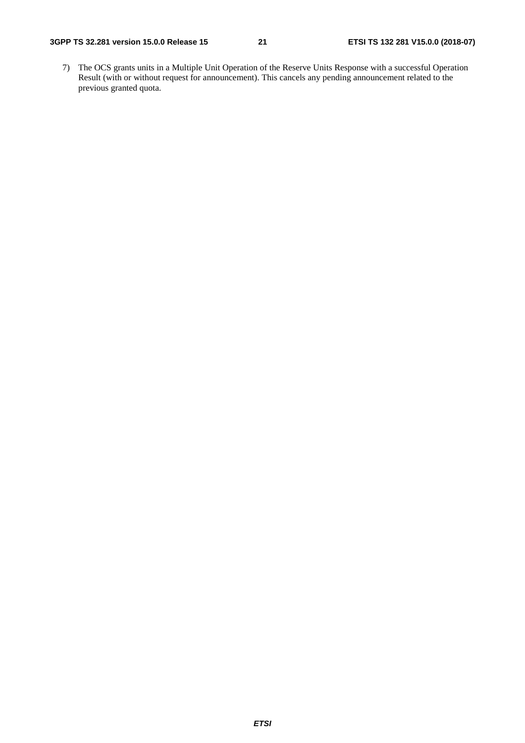7) The OCS grants units in a Multiple Unit Operation of the Reserve Units Response with a successful Operation Result (with or without request for announcement). This cancels any pending announcement related to the previous granted quota.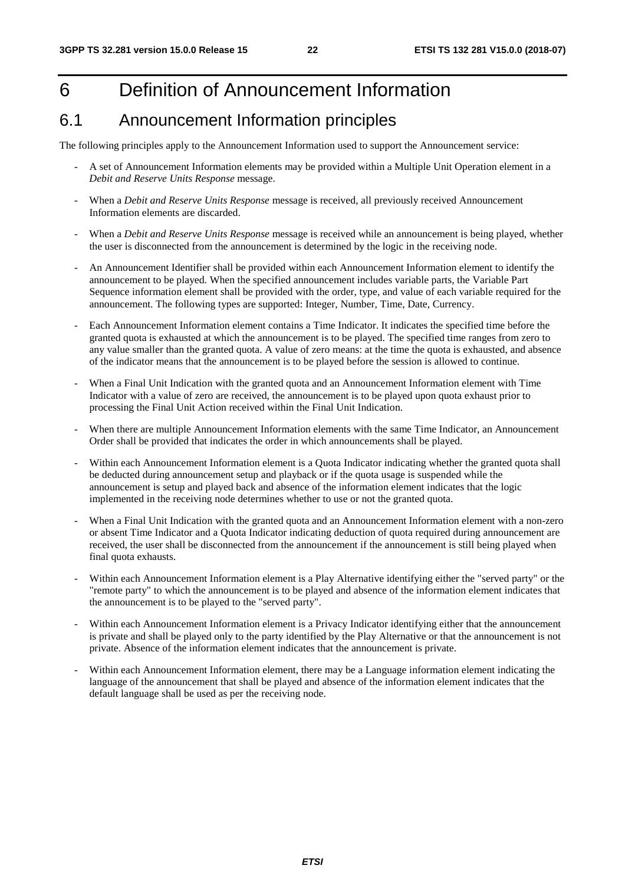# 6 Definition of Announcement Information

## 6.1 Announcement Information principles

The following principles apply to the Announcement Information used to support the Announcement service:

- A set of Announcement Information elements may be provided within a Multiple Unit Operation element in a *Debit and Reserve Units Response* message.
- When a *Debit and Reserve Units Response* message is received, all previously received Announcement Information elements are discarded.
- When a *Debit and Reserve Units Response* message is received while an announcement is being played, whether the user is disconnected from the announcement is determined by the logic in the receiving node.
- An Announcement Identifier shall be provided within each Announcement Information element to identify the announcement to be played. When the specified announcement includes variable parts, the Variable Part Sequence information element shall be provided with the order, type, and value of each variable required for the announcement. The following types are supported: Integer, Number, Time, Date, Currency.
- Each Announcement Information element contains a Time Indicator. It indicates the specified time before the granted quota is exhausted at which the announcement is to be played. The specified time ranges from zero to any value smaller than the granted quota. A value of zero means: at the time the quota is exhausted, and absence of the indicator means that the announcement is to be played before the session is allowed to continue.
- When a Final Unit Indication with the granted quota and an Announcement Information element with Time Indicator with a value of zero are received, the announcement is to be played upon quota exhaust prior to processing the Final Unit Action received within the Final Unit Indication.
- When there are multiple Announcement Information elements with the same Time Indicator, an Announcement Order shall be provided that indicates the order in which announcements shall be played.
- Within each Announcement Information element is a Quota Indicator indicating whether the granted quota shall be deducted during announcement setup and playback or if the quota usage is suspended while the announcement is setup and played back and absence of the information element indicates that the logic implemented in the receiving node determines whether to use or not the granted quota.
- When a Final Unit Indication with the granted quota and an Announcement Information element with a non-zero or absent Time Indicator and a Quota Indicator indicating deduction of quota required during announcement are received, the user shall be disconnected from the announcement if the announcement is still being played when final quota exhausts.
- Within each Announcement Information element is a Play Alternative identifying either the "served party" or the "remote party" to which the announcement is to be played and absence of the information element indicates that the announcement is to be played to the "served party".
- Within each Announcement Information element is a Privacy Indicator identifying either that the announcement is private and shall be played only to the party identified by the Play Alternative or that the announcement is not private. Absence of the information element indicates that the announcement is private.
- Within each Announcement Information element, there may be a Language information element indicating the language of the announcement that shall be played and absence of the information element indicates that the default language shall be used as per the receiving node.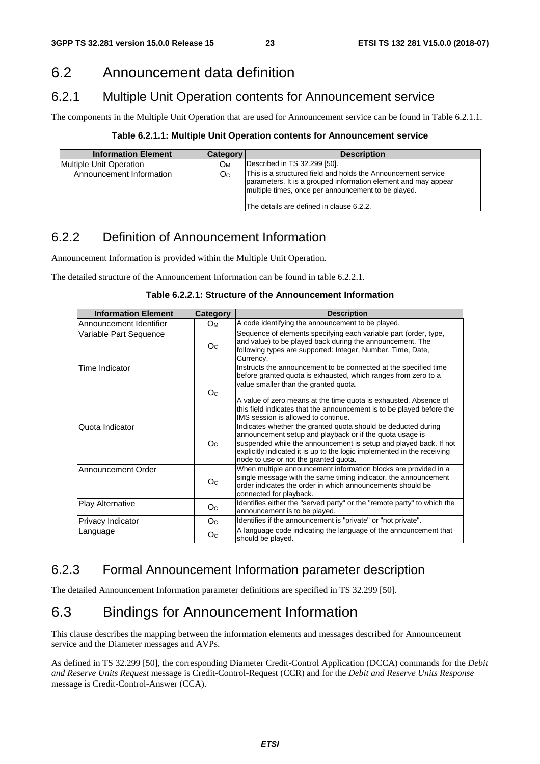## 6.2 Announcement data definition

### 6.2.1 Multiple Unit Operation contents for Announcement service

The components in the Multiple Unit Operation that are used for Announcement service can be found in Table 6.2.1.1.

**Table 6.2.1.1: Multiple Unit Operation contents for Announcement service**

| Information Element | Category | Description |
| --- | --- | --- |
| Multiple Unit Operation | $O_M$ | Described in TS 32.299 [50]. |
| Announcement Information | $O_C$ | This is a structured field and holds the Announcement service parameters. It is a grouped information element and may appear multiple times, once per announcement to be played.<br><br>The details are defined in clause 6.2.2. |

### 6.2.2 Definition of Announcement Information

Announcement Information is provided within the Multiple Unit Operation.

The detailed structure of the Announcement Information can be found in table 6.2.2.1.

**Table 6.2.2.1: Structure of the Announcement Information**

| Information Element | Category | Description |
| --- | --- | --- |
| Announcement Identifier | $O_M$ | A code identifying the announcement to be played. |
| Variable Part Sequence | $O_C$ | Sequence of elements specifying each variable part (order, type, and value) to be played back during the announcement. The following types are supported: Integer, Number, Time, Date, Currency. |
| Time Indicator | $O_C$ | Instructs the announcement to be connected at the specified time before granted quota is exhausted, which ranges from zero to a value smaller than the granted quota.<br><br>A value of zero means at the time quota is exhausted. Absence of this field indicates that the announcement is to be played before the IMS session is allowed to continue. |
| Quota Indicator | $O_C$ | Indicates whether the granted quota should be deducted during announcement setup and playback or if the quota usage is suspended while the announcement is setup and played back. If not explicitly indicated it is up to the logic implemented in the receiving node to use or not the granted quota. |
| Announcement Order | $O_C$ | When multiple announcement information blocks are provided in a single message with the same timing indicator, the announcement order indicates the order in which announcements should be connected for playback. |
| Play Alternative | $O_C$ | Identifies either the "served party" or the "remote party" to which the announcement is to be played. |
| Privacy Indicator | $O_C$ | Identifies if the announcement is "private" or "not private". |
| Language | $O_C$ | A language code indicating the language of the announcement that should be played. |

### 6.2.3 Formal Announcement Information parameter description

The detailed Announcement Information parameter definitions are specified in TS 32.299 [50].

## 6.3 Bindings for Announcement Information

This clause describes the mapping between the information elements and messages described for Announcement service and the Diameter messages and AVPs.

As defined in TS 32.299 [50], the corresponding Diameter Credit-Control Application (DCCA) commands for the *Debit and Reserve Units Request* message is Credit-Control-Request (CCR) and for the *Debit and Reserve Units Response* message is Credit-Control-Answer (CCA).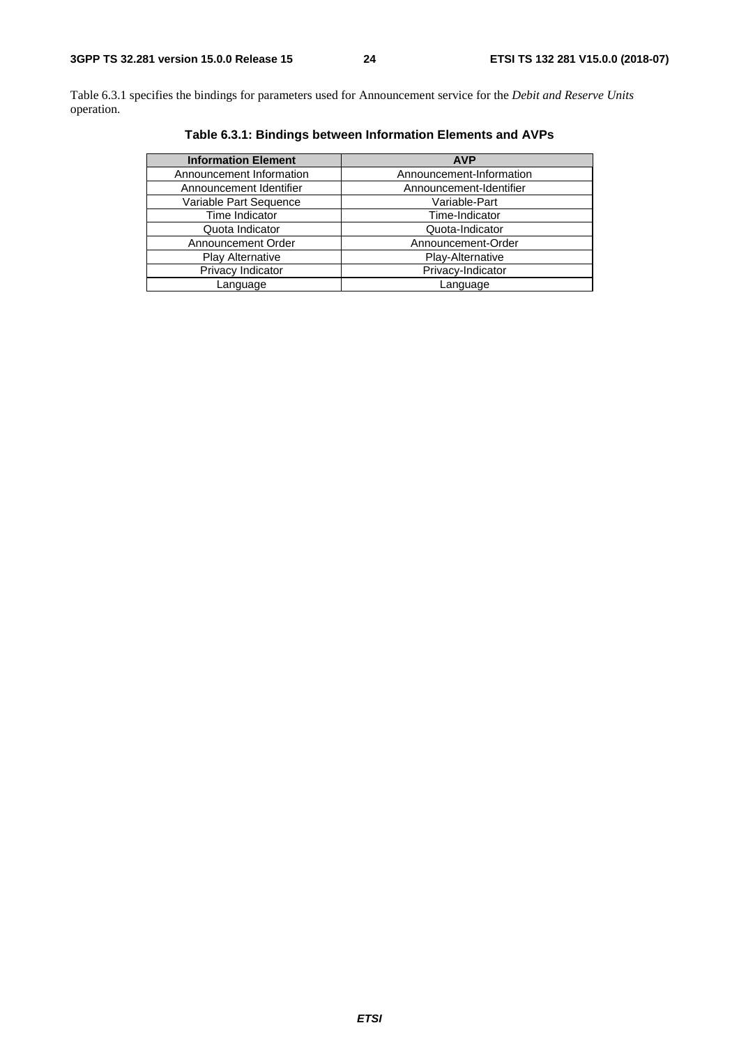Table 6.3.1 specifies the bindings for parameters used for Announcement service for the *Debit and Reserve Units* operation.

**Table 6.3.1: Bindings between Information Elements and AVPs**

| Information Element | AVP |
|---|---|
| Announcement Information | Announcement-Information |
| Announcement Identifier | Announcement-Identifier |
| Variable Part Sequence | Variable-Part |
| Time Indicator | Time-Indicator |
| Quota Indicator | Quota-Indicator |
| Announcement Order | Announcement-Order |
| Play Alternative | Play-Alternative |
| Privacy Indicator | Privacy-Indicator |
| Language | Language |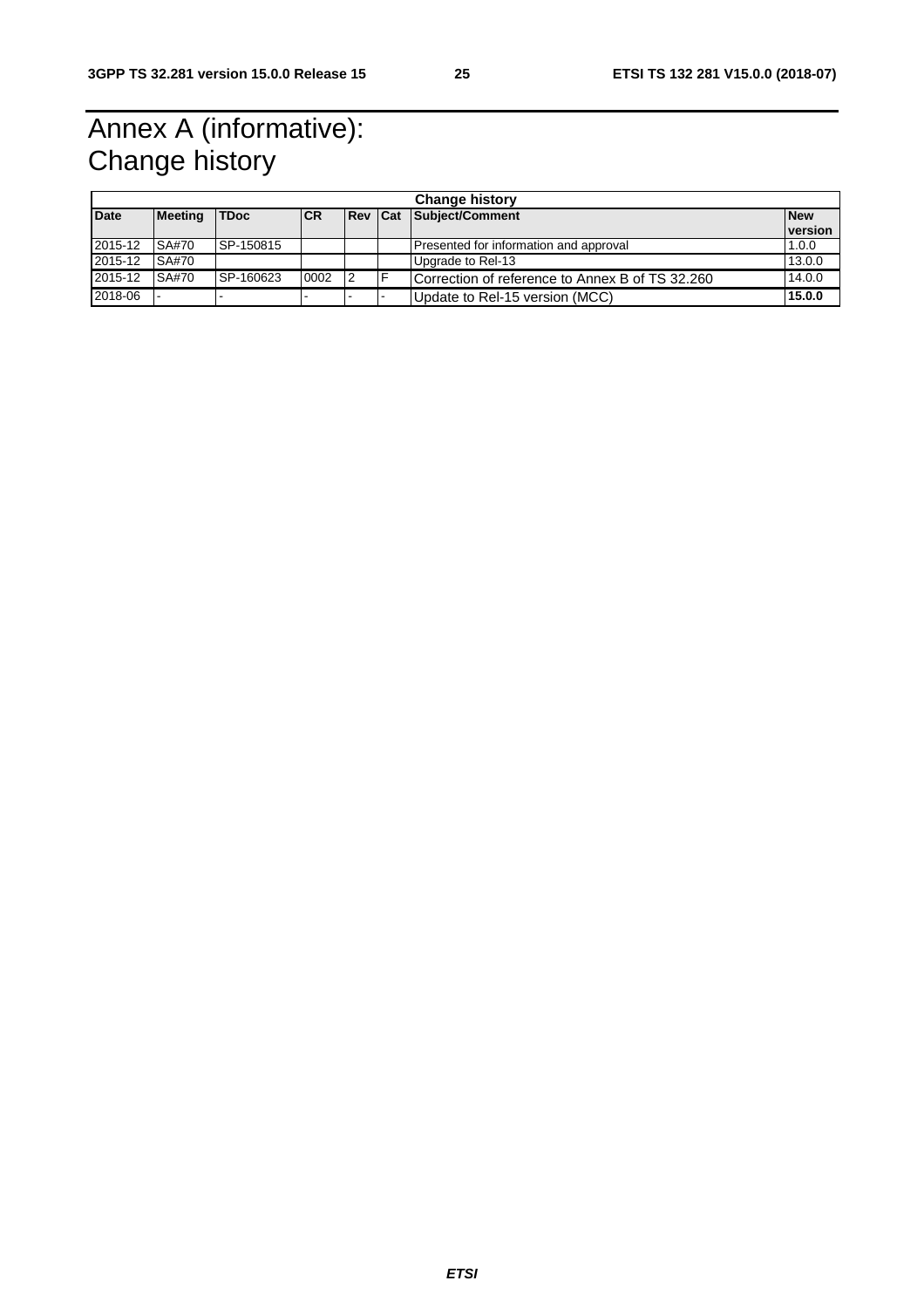# Annex A (informative): Change history

| Change history | | | | | | | |
|---|---|---|---|---|---|---|---|
| **Date** | **Meeting** | **TDoc** | **CR** | **Rev** | **Cat** | **Subject/Comment** | **New version** |
| 2015-12 | SA#70 | SP-150815 | | | | Presented for information and approval | 1.0.0 |
| 2015-12 | SA#70 | | | | | Upgrade to Rel-13 | 13.0.0 |
| 2015-12 | SA#70 | SP-160623 | 0002 | 2 | F | Correction of reference to Annex B of TS 32.260 | 14.0.0 |
| 2018-06 | - | - | - | - | - | Update to Rel-15 version (MCC) | **15.0.0** |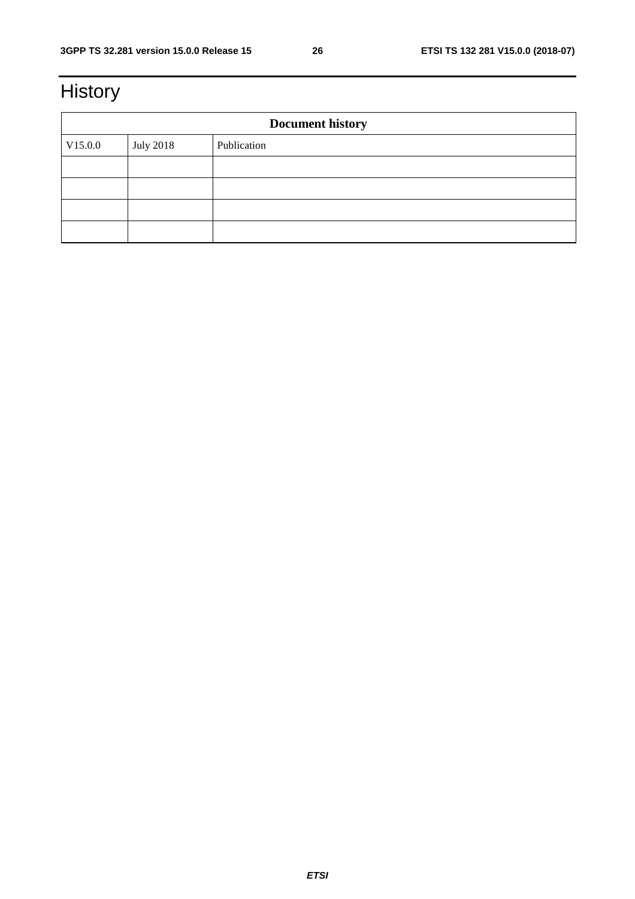# History

| Document history | | |
|---|---|---|
| V15.0.0 | July 2018 | Publication |
| | | |
| | | |
| | | |
| | | |